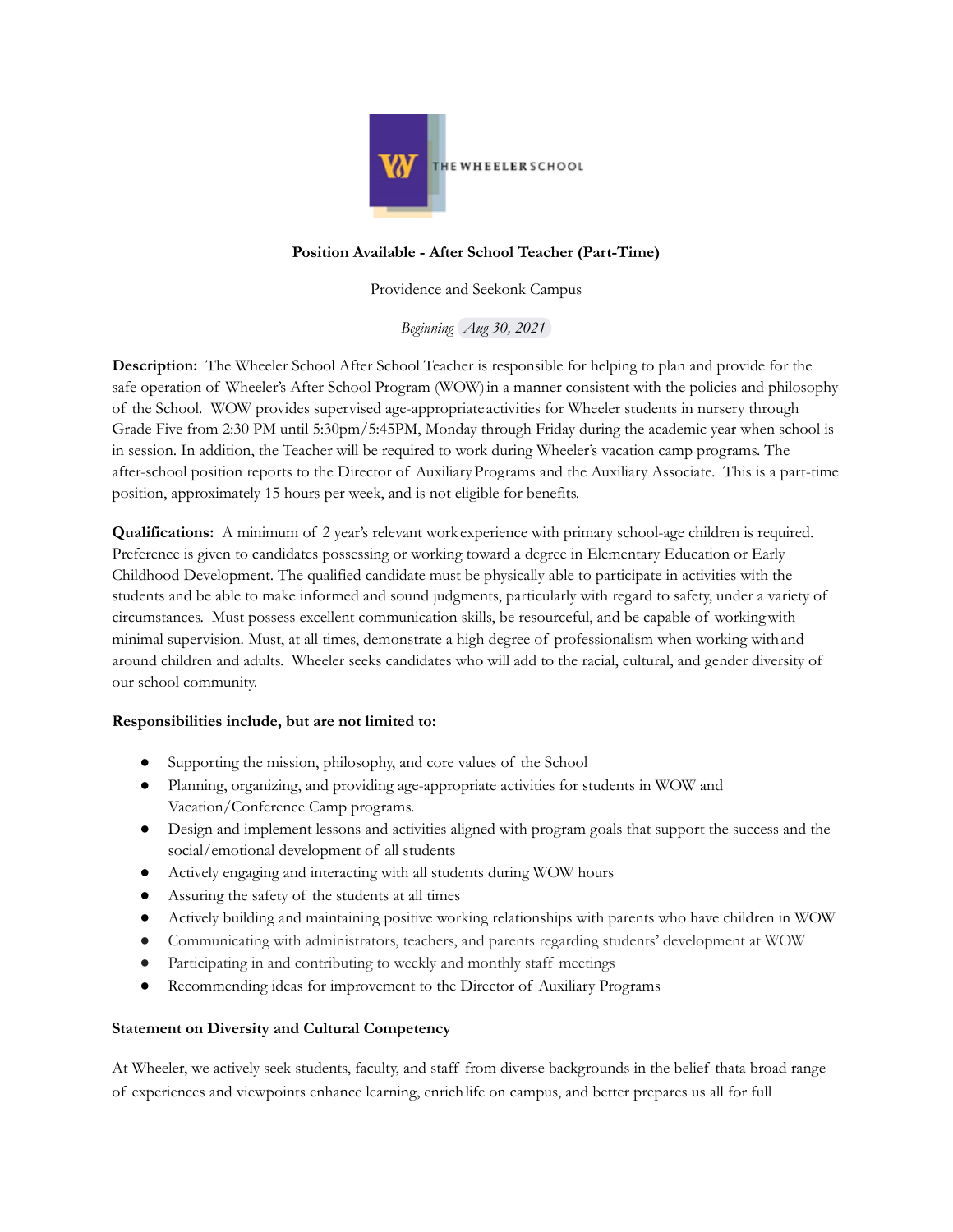THE WHEELER SCHOOL

**Position Available - After School Teacher (Part-Time)**

Providence and Seekonk Campus

*Beginning Aug 30, 2021*

**Description:** The Wheeler School After School Teacher is responsible for helping to plan and provide for the safe operation of Wheeler's After School Program (WOW) in a manner consistent with the policies and philosophy of the School. WOW provides supervised age-appropriate activities for Wheeler students in nursery through Grade Five from 2:30 PM until 5:30pm/5:45PM, Monday through Friday during the academic year when school is in session. In addition, the Teacher will be required to work during Wheeler's vacation camp programs. The after-school position reports to the Director of Auxiliary Programs and the Auxiliary Associate. This is a part-time position, approximately 15 hours per week, and is not eligible for benefits.

**Qualifications:** A minimum of 2 year's relevant work experience with primary school-age children is required. Preference is given to candidates possessing or working toward a degree in Elementary Education or Early Childhood Development. The qualified candidate must be physically able to participate in activities with the students and be able to make informed and sound judgments, particularly with regard to safety, under a variety of circumstances. Must possess excellent communication skills, be resourceful, and be capable of working with minimal supervision. Must, at all times, demonstrate a high degree of professionalism when working with and around children and adults. Wheeler seeks candidates who will add to the racial, cultural, and gender diversity of our school community.

**Responsibilities include, but are not limited to:**

- Supporting the mission, philosophy, and core values of the School
- Planning, organizing, and providing age-appropriate activities for students in WOW and Vacation/Conference Camp programs.
- Design and implement lessons and activities aligned with program goals that support the success and the social/emotional development of all students
- Actively engaging and interacting with all students during WOW hours
- Assuring the safety of the students at all times
- Actively building and maintaining positive working relationships with parents who have children in WOW
- Communicating with administrators, teachers, and parents regarding students' development at WOW
- Participating in and contributing to weekly and monthly staff meetings
- Recommending ideas for improvement to the Director of Auxiliary Programs

**Statement on Diversity and Cultural Competency**

At Wheeler, we actively seek students, faculty, and staff from diverse backgrounds in the belief thata broad range of experiences and viewpoints enhance learning, enrich life on campus, and better prepares us all for full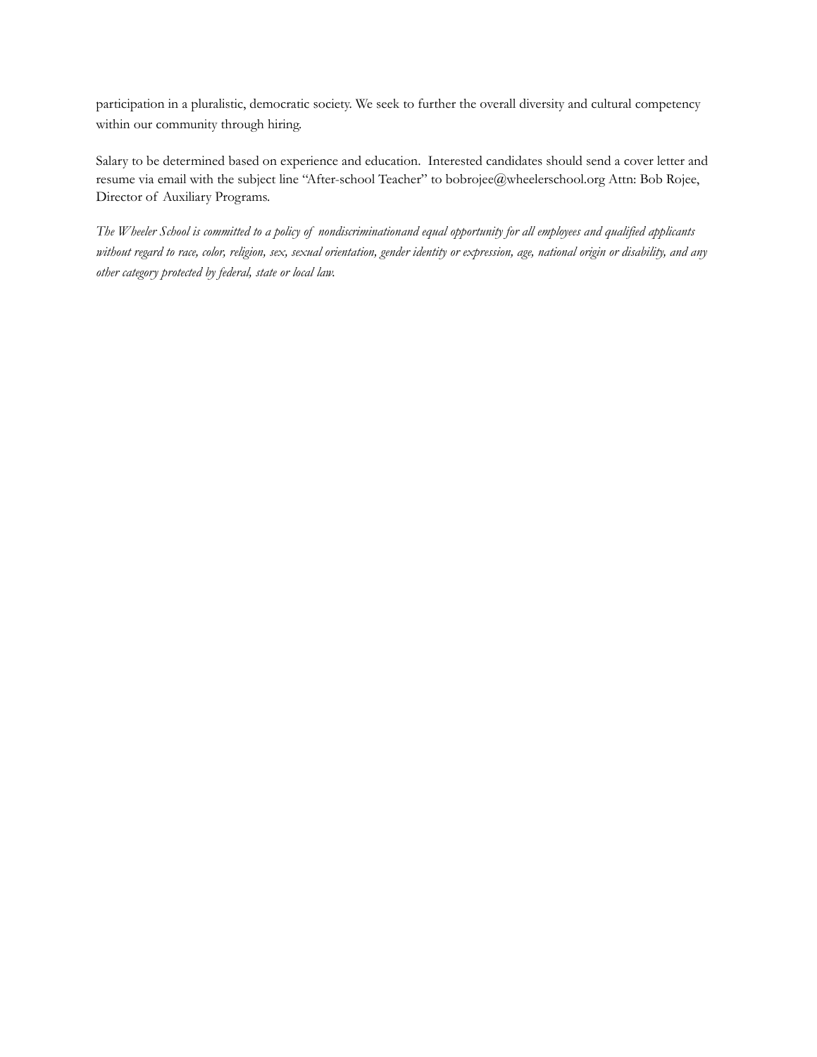participation in a pluralistic, democratic society. We seek to further the overall diversity and cultural competency within our community through hiring.

Salary to be determined based on experience and education. Interested candidates should send a cover letter and resume via email with the subject line "After-school Teacher" to bobrojee@wheelerschool.org Attn: Bob Rojee, Director of Auxiliary Programs.

*The Wheeler School is committed to a policy of nondiscriminationand equal opportunity for all employees and qualified applicants without regard to race, color, religion, sex, sexual orientation, gender identity or expression, age, national origin or disability, and any other category protected by federal, state or local law.*